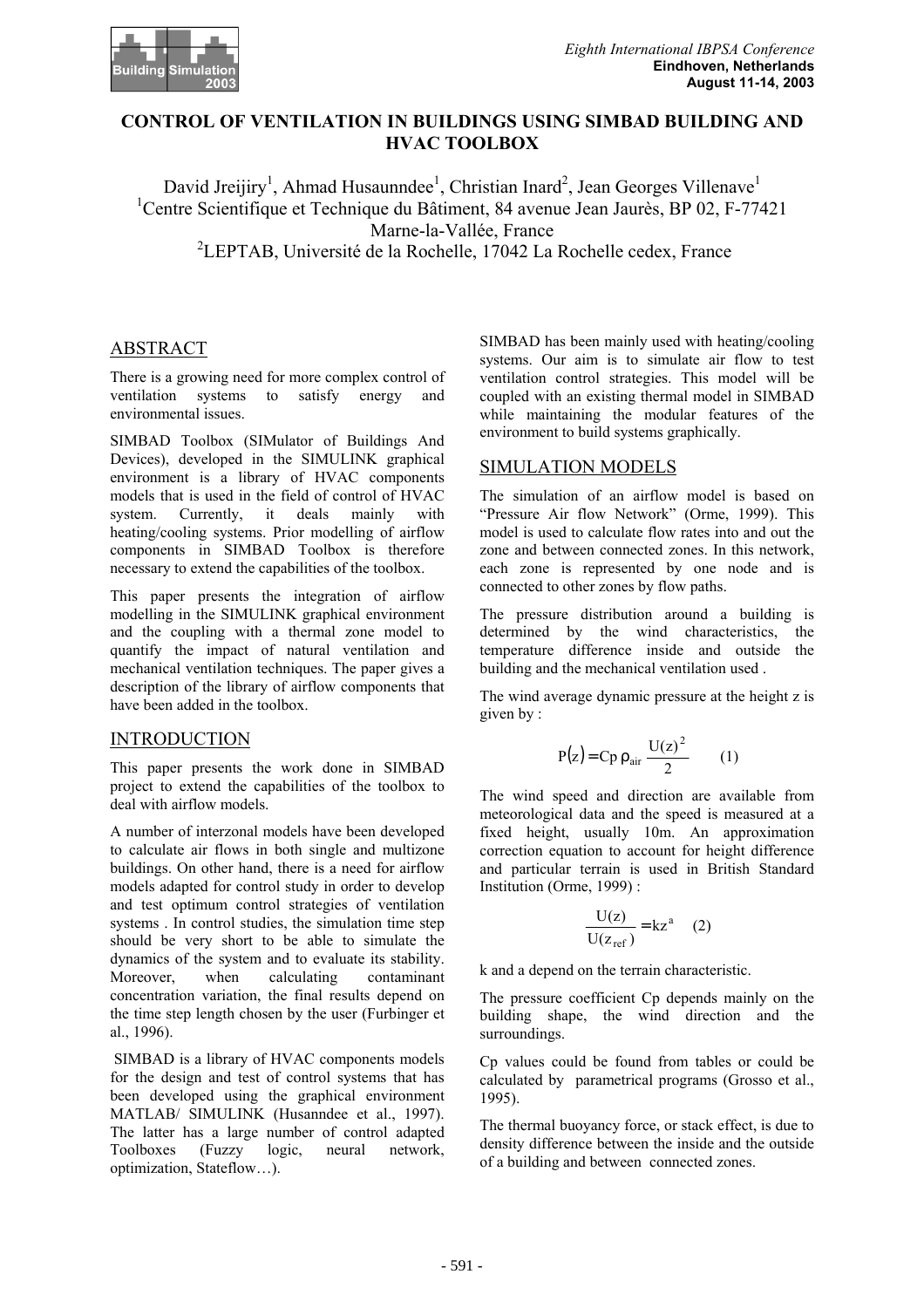# CONTROL OF VENTILATION IN BUILDINGS USING SIMBAD BUILDING AND HVAC TOOLBOX

David Jreijiry[1], Ahmad Husaunndee[1], Christian Inard[2], Jean Georges Villenave[1]
[1]Centre Scientifique et Technique du Bâtiment, 84 avenue Jean Jaurès, BP 02, F-77421 Marne-la-Vallée, France
[2]LEPTAB, Université de la Rochelle, 17042 La Rochelle cedex, France

## ABSTRACT

There is a growing need for more complex control of ventilation systems to satisfy energy and environmental issues.

SIMBAD Toolbox (SIMulator of Buildings And Devices), developed in the SIMULINK graphical environment is a library of HVAC components models that is used in the field of control of HVAC system. Currently, it deals mainly with heating/cooling systems. Prior modelling of airflow components in SIMBAD Toolbox is therefore necessary to extend the capabilities of the toolbox.

This paper presents the integration of airflow modelling in the SIMULINK graphical environment and the coupling with a thermal zone model to quantify the impact of natural ventilation and mechanical ventilation techniques. The paper gives a description of the library of airflow components that have been added in the toolbox.

## INTRODUCTION

This paper presents the work done in SIMBAD project to extend the capabilities of the toolbox to deal with airflow models.

A number of interzonal models have been developed to calculate air flows in both single and multizone buildings. On other hand, there is a need for airflow models adapted for control study in order to develop and test optimum control strategies of ventilation systems . In control studies, the simulation time step should be very short to be able to simulate the dynamics of the system and to evaluate its stability. Moreover, when calculating contaminant concentration variation, the final results depend on the time step length chosen by the user (Furbinger et al., 1996).

SIMBAD is a library of HVAC components models for the design and test of control systems that has been developed using the graphical environment MATLAB/ SIMULINK (Husanndee et al., 1997). The latter has a large number of control adapted Toolboxes (Fuzzy logic, neural network, optimization, Stateflow…).

SIMBAD has been mainly used with heating/cooling systems. Our aim is to simulate air flow to test ventilation control strategies. This model will be coupled with an existing thermal model in SIMBAD while maintaining the modular features of the environment to build systems graphically.

## SIMULATION MODELS

The simulation of an airflow model is based on "Pressure Air flow Network" (Orme, 1999). This model is used to calculate flow rates into and out the zone and between connected zones. In this network, each zone is represented by one node and is connected to other zones by flow paths.

The pressure distribution around a building is determined by the wind characteristics, the temperature difference inside and outside the building and the mechanical ventilation used .

The wind average dynamic pressure at the height z is given by :

$$P(z) = Cp\,\rho_{air}\,\frac{U(z)^2}{2} \qquad (1)$$

The wind speed and direction are available from meteorological data and the speed is measured at a fixed height, usually 10m. An approximation correction equation to account for height difference and particular terrain is used in British Standard Institution (Orme, 1999) :

$$\frac{U(z)}{U(z_{ref})} = kz^a \qquad (2)$$

k and a depend on the terrain characteristic.

The pressure coefficient Cp depends mainly on the building shape, the wind direction and the surroundings.

Cp values could be found from tables or could be calculated by parametrical programs (Grosso et al., 1995).

The thermal buoyancy force, or stack effect, is due to density difference between the inside and the outside of a building and between connected zones.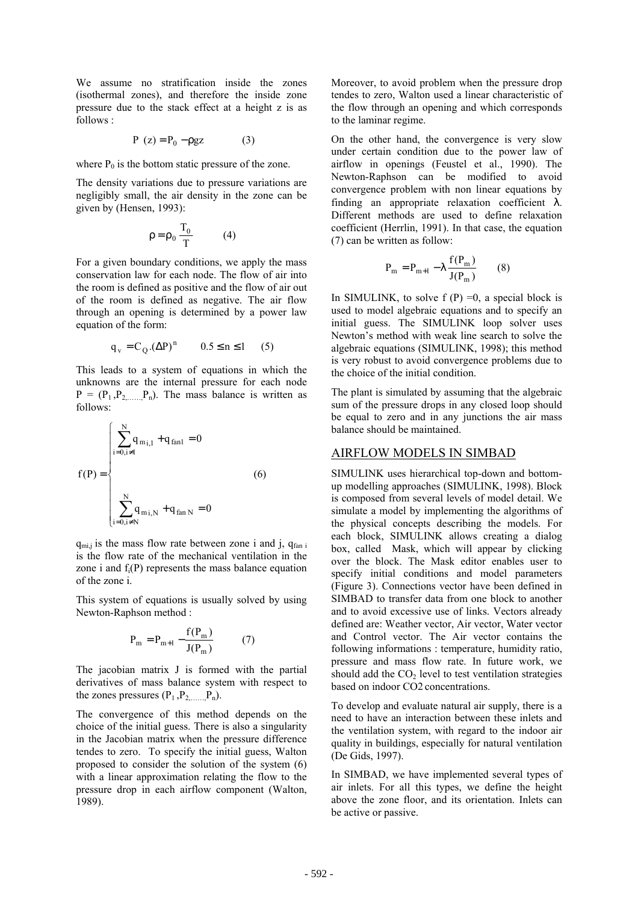We assume no stratification inside the zones (isothermal zones), and therefore the inside zone pressure due to the stack effect at a height z is as follows :

$$P\ (z) = P_0 - \rho g z \qquad (3)$$

where $P_0$ is the bottom static pressure of the zone.

The density variations due to pressure variations are negligibly small, the air density in the zone can be given by (Hensen, 1993):

$$\rho = \rho_0 \frac{T_0}{T} \qquad (4)$$

For a given boundary conditions, we apply the mass conservation law for each node. The flow of air into the room is defined as positive and the flow of air out of the room is defined as negative. The air flow through an opening is determined by a power law equation of the form:

$$q_v = C_Q.(\Delta P)^n \qquad 0.5 \le n \le 1 \qquad (5)$$

This leads to a system of equations in which the unknowns are the internal pressure for each node $P = (P_1, P_2, \ldots, P_n)$. The mass balance is written as follows:

$$f(P) = \begin{cases} \displaystyle\sum_{i=0, i\neq 1}^{N} q_{m\,i,1} + q_{fan1} = 0 \\ \\ \displaystyle\sum_{i=0, i\neq N}^{N} q_{m\,i,N} + q_{fan\,N} = 0 \end{cases} \qquad (6)$$

$q_{mi,j}$ is the mass flow rate between zone i and j, $q_{fan\,i}$ is the flow rate of the mechanical ventilation in the zone i and $f_i(P)$ represents the mass balance equation of the zone i.

This system of equations is usually solved by using Newton-Raphson method :

$$P_m = P_{m+1} - \frac{f(P_m)}{J(P_m)} \qquad (7)$$

The jacobian matrix J is formed with the partial derivatives of mass balance system with respect to the zones pressures $(P_1, P_2, \ldots, P_n)$.

The convergence of this method depends on the choice of the initial guess. There is also a singularity in the Jacobian matrix when the pressure difference tendes to zero. To specify the initial guess, Walton proposed to consider the solution of the system (6) with a linear approximation relating the flow to the pressure drop in each airflow component (Walton, 1989).

Moreover, to avoid problem when the pressure drop tendes to zero, Walton used a linear characteristic of the flow through an opening and which corresponds to the laminar regime.

On the other hand, the convergence is very slow under certain condition due to the power law of airflow in openings (Feustel et al., 1990). The Newton-Raphson can be modified to avoid convergence problem with non linear equations by finding an appropriate relaxation coefficient $\lambda$. Different methods are used to define relaxation coefficient (Herrlin, 1991). In that case, the equation (7) can be written as follow:

$$P_m = P_{m+1} - \lambda \frac{f(P_m)}{J(P_m)} \qquad (8)$$

In SIMULINK, to solve f (P) =0, a special block is used to model algebraic equations and to specify an initial guess. The SIMULINK loop solver uses Newton's method with weak line search to solve the algebraic equations (SIMULINK, 1998); this method is very robust to avoid convergence problems due to the choice of the initial condition.

The plant is simulated by assuming that the algebraic sum of the pressure drops in any closed loop should be equal to zero and in any junctions the air mass balance should be maintained.

## AIRFLOW MODELS IN SIMBAD

SIMULINK uses hierarchical top-down and bottom-up modelling approaches (SIMULINK, 1998). Block is composed from several levels of model detail. We simulate a model by implementing the algorithms of the physical concepts describing the models. For each block, SIMULINK allows creating a dialog box, called Mask, which will appear by clicking over the block. The Mask editor enables user to specify initial conditions and model parameters (Figure 3). Connections vector have been defined in SIMBAD to transfer data from one block to another and to avoid excessive use of links. Vectors already defined are: Weather vector, Air vector, Water vector and Control vector. The Air vector contains the following informations : temperature, humidity ratio, pressure and mass flow rate. In future work, we should add the $CO_2$ level to test ventilation strategies based on indoor $CO_2$ concentrations.

To develop and evaluate natural air supply, there is a need to have an interaction between these inlets and the ventilation system, with regard to the indoor air quality in buildings, especially for natural ventilation (De Gids, 1997).

In SIMBAD, we have implemented several types of air inlets. For all this types, we define the height above the zone floor, and its orientation. Inlets can be active or passive.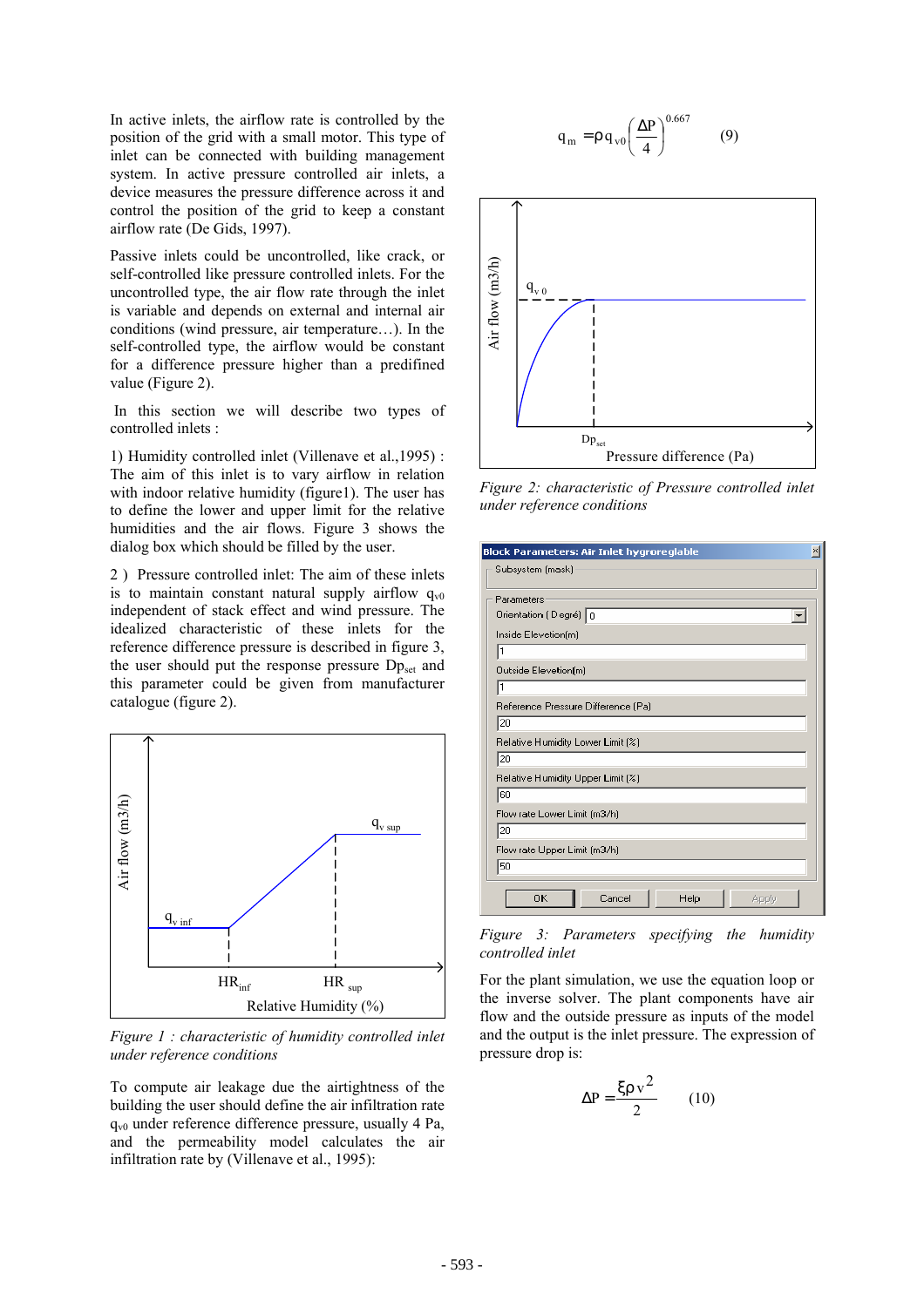In active inlets, the airflow rate is controlled by the position of the grid with a small motor. This type of inlet can be connected with building management system. In active pressure controlled air inlets, a device measures the pressure difference across it and control the position of the grid to keep a constant airflow rate (De Gids, 1997).

Passive inlets could be uncontrolled, like crack, or self-controlled like pressure controlled inlets. For the uncontrolled type, the air flow rate through the inlet is variable and depends on external and internal air conditions (wind pressure, air temperature…). In the self-controlled type, the airflow would be constant for a difference pressure higher than a predifined value (Figure 2).

In this section we will describe two types of controlled inlets :

1) Humidity controlled inlet (Villenave et al.,1995) : The aim of this inlet is to vary airflow in relation with indoor relative humidity (figure1). The user has to define the lower and upper limit for the relative humidities and the air flows. Figure 3 shows the dialog box which should be filled by the user.

2 ) Pressure controlled inlet: The aim of these inlets is to maintain constant natural supply airflow $q_{v0}$ independent of stack effect and wind pressure. The idealized characteristic of these inlets for the reference difference pressure is described in figure 3, the user should put the response pressure $Dp_{set}$ and this parameter could be given from manufacturer catalogue (figure 2).

Figure 1 : characteristic of humidity controlled inlet under reference conditions

To compute air leakage due the airtightness of the building the user should define the air infiltration rate $q_{v0}$ under reference difference pressure, usually 4 Pa, and the permeability model calculates the air infiltration rate by (Villenave et al., 1995):

$$q_m = \rho q_{v0} \left( \frac{\Delta P}{4} \right)^{0.667} \qquad (9)$$

Figure 2: characteristic of Pressure controlled inlet under reference conditions

Figure 3: Parameters specifying the humidity controlled inlet

For the plant simulation, we use the equation loop or the inverse solver. The plant components have air flow and the outside pressure as inputs of the model and the output is the inlet pressure. The expression of pressure drop is:

$$\Delta P = \frac{\xi \rho v^2}{2} \qquad (10)$$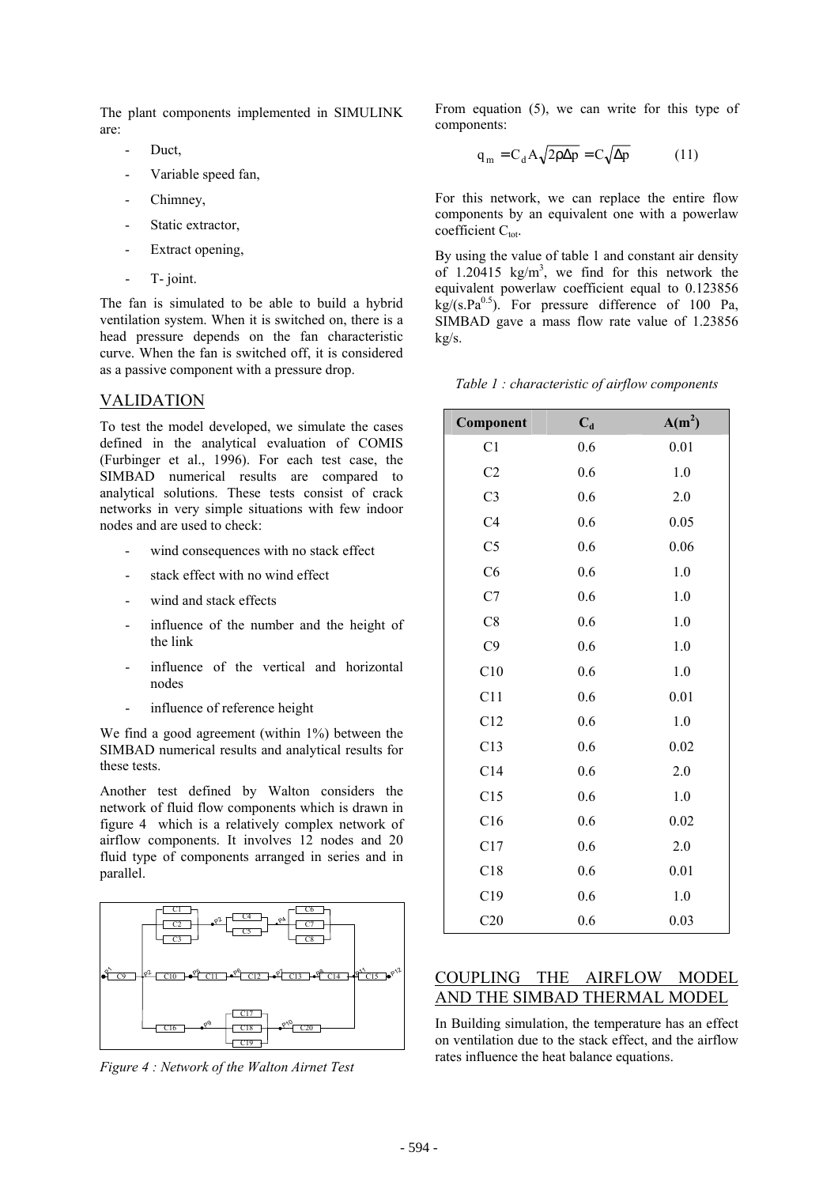The plant components implemented in SIMULINK are:

- Duct,
- Variable speed fan,
- Chimney,
- Static extractor,
- Extract opening,
- T- joint.

The fan is simulated to be able to build a hybrid ventilation system. When it is switched on, there is a head pressure depends on the fan characteristic curve. When the fan is switched off, it is considered as a passive component with a pressure drop.

## VALIDATION

To test the model developed, we simulate the cases defined in the analytical evaluation of COMIS (Furbinger et al., 1996). For each test case, the SIMBAD numerical results are compared to analytical solutions. These tests consist of crack networks in very simple situations with few indoor nodes and are used to check:

- wind consequences with no stack effect
- stack effect with no wind effect
- wind and stack effects
- influence of the number and the height of the link
- influence of the vertical and horizontal nodes
- influence of reference height

We find a good agreement (within 1%) between the SIMBAD numerical results and analytical results for these tests.

Another test defined by Walton considers the network of fluid flow components which is drawn in figure 4 which is a relatively complex network of airflow components. It involves 12 nodes and 20 fluid type of components arranged in series and in parallel.

*Figure 4 : Network of the Walton Airnet Test*

From equation (5), we can write for this type of components:

$$q_m = C_d A \sqrt{2\rho\Delta p} = C\sqrt{\Delta p} \qquad (11)$$

For this network, we can replace the entire flow components by an equivalent one with a powerlaw coefficient $C_{tot}$.

By using the value of table 1 and constant air density of 1.20415 kg/m$^3$, we find for this network the equivalent powerlaw coefficient equal to 0.123856 kg/(s.Pa$^{0.5}$). For pressure difference of 100 Pa, SIMBAD gave a mass flow rate value of 1.23856 kg/s.

*Table 1 : characteristic of airflow components*

| Component | $C_d$ | A(m$^2$) |
|---|---|---|
| C1 | 0.6 | 0.01 |
| C2 | 0.6 | 1.0 |
| C3 | 0.6 | 2.0 |
| C4 | 0.6 | 0.05 |
| C5 | 0.6 | 0.06 |
| C6 | 0.6 | 1.0 |
| C7 | 0.6 | 1.0 |
| C8 | 0.6 | 1.0 |
| C9 | 0.6 | 1.0 |
| C10 | 0.6 | 1.0 |
| C11 | 0.6 | 0.01 |
| C12 | 0.6 | 1.0 |
| C13 | 0.6 | 0.02 |
| C14 | 0.6 | 2.0 |
| C15 | 0.6 | 1.0 |
| C16 | 0.6 | 0.02 |
| C17 | 0.6 | 2.0 |
| C18 | 0.6 | 0.01 |
| C19 | 0.6 | 1.0 |
| C20 | 0.6 | 0.03 |

## COUPLING THE AIRFLOW MODEL AND THE SIMBAD THERMAL MODEL

In Building simulation, the temperature has an effect on ventilation due to the stack effect, and the airflow rates influence the heat balance equations.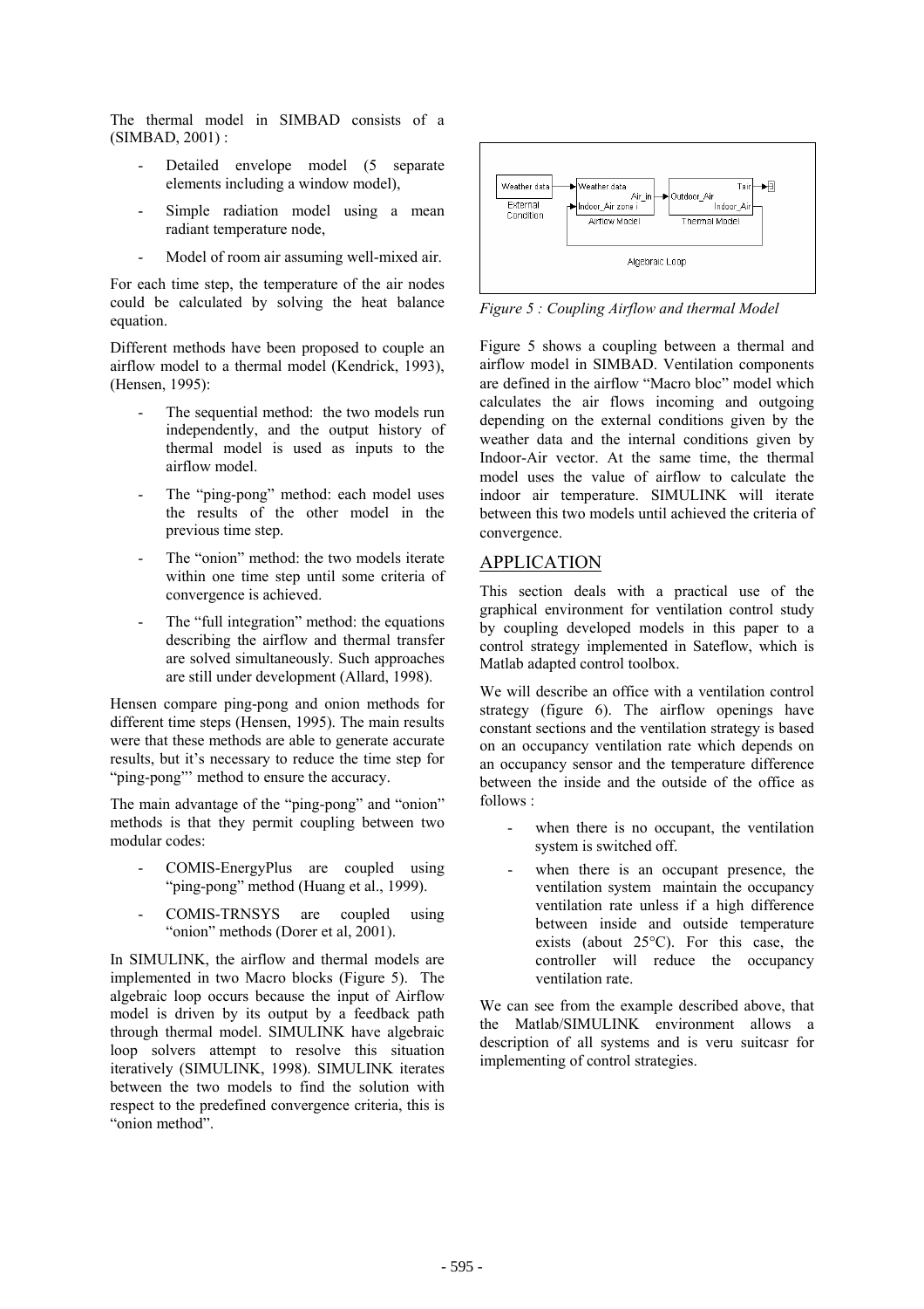The thermal model in SIMBAD consists of a (SIMBAD, 2001) :

- Detailed envelope model (5 separate elements including a window model),
- Simple radiation model using a mean radiant temperature node,
- Model of room air assuming well-mixed air.

For each time step, the temperature of the air nodes could be calculated by solving the heat balance equation.

Different methods have been proposed to couple an airflow model to a thermal model (Kendrick, 1993), (Hensen, 1995):

- The sequential method: the two models run independently, and the output history of thermal model is used as inputs to the airflow model.
- The "ping-pong" method: each model uses the results of the other model in the previous time step.
- The "onion" method: the two models iterate within one time step until some criteria of convergence is achieved.
- The "full integration" method: the equations describing the airflow and thermal transfer are solved simultaneously. Such approaches are still under development (Allard, 1998).

Hensen compare ping-pong and onion methods for different time steps (Hensen, 1995). The main results were that these methods are able to generate accurate results, but it's necessary to reduce the time step for "ping-pong"' method to ensure the accuracy.

The main advantage of the "ping-pong" and "onion" methods is that they permit coupling between two modular codes:

- COMIS-EnergyPlus are coupled using "ping-pong" method (Huang et al., 1999).
- COMIS-TRNSYS are coupled using "onion" methods (Dorer et al, 2001).

In SIMULINK, the airflow and thermal models are implemented in two Macro blocks (Figure 5). The algebraic loop occurs because the input of Airflow model is driven by its output by a feedback path through thermal model. SIMULINK have algebraic loop solvers attempt to resolve this situation iteratively (SIMULINK, 1998). SIMULINK iterates between the two models to find the solution with respect to the predefined convergence criteria, this is "onion method".

*Figure 5 : Coupling Airflow and thermal Model*

Figure 5 shows a coupling between a thermal and airflow model in SIMBAD. Ventilation components are defined in the airflow "Macro bloc" model which calculates the air flows incoming and outgoing depending on the external conditions given by the weather data and the internal conditions given by Indoor-Air vector. At the same time, the thermal model uses the value of airflow to calculate the indoor air temperature. SIMULINK will iterate between this two models until achieved the criteria of convergence.

## APPLICATION

This section deals with a practical use of the graphical environment for ventilation control study by coupling developed models in this paper to a control strategy implemented in Sateflow, which is Matlab adapted control toolbox.

We will describe an office with a ventilation control strategy (figure 6). The airflow openings have constant sections and the ventilation strategy is based on an occupancy ventilation rate which depends on an occupancy sensor and the temperature difference between the inside and the outside of the office as follows :

- when there is no occupant, the ventilation system is switched off.
- when there is an occupant presence, the ventilation system maintain the occupancy ventilation rate unless if a high difference between inside and outside temperature exists (about 25°C). For this case, the controller will reduce the occupancy ventilation rate.

We can see from the example described above, that the Matlab/SIMULINK environment allows a description of all systems and is veru suitcasr for implementing of control strategies.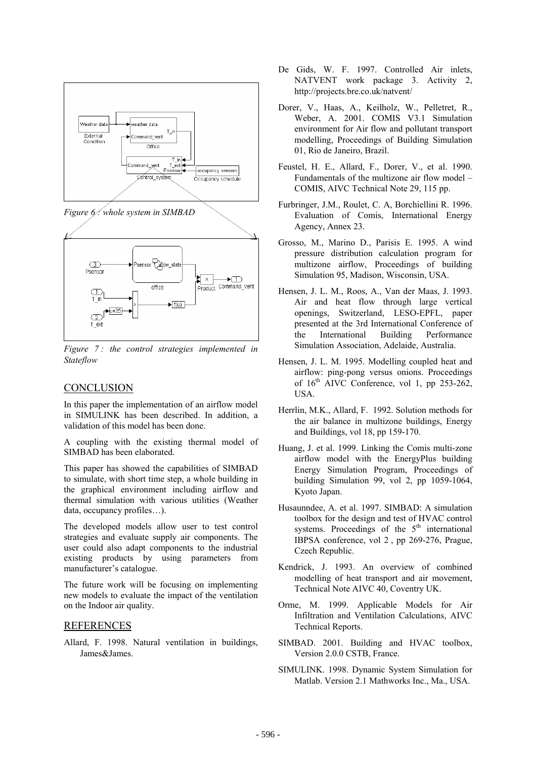*Figure 6 : whole system in SIMBAD*

*Figure 7 : the control strategies implemented in Stateflow*

## CONCLUSION

In this paper the implementation of an airflow model in SIMULINK has been described. In addition, a validation of this model has been done.

A coupling with the existing thermal model of SIMBAD has been elaborated.

This paper has showed the capabilities of SIMBAD to simulate, with short time step, a whole building in the graphical environment including airflow and thermal simulation with various utilities (Weather data, occupancy profiles…).

The developed models allow user to test control strategies and evaluate supply air components. The user could also adapt components to the industrial existing products by using parameters from manufacturer's catalogue.

The future work will be focusing on implementing new models to evaluate the impact of the ventilation on the Indoor air quality.

## REFERENCES

Allard, F. 1998. Natural ventilation in buildings, James&James.

De Gids, W. F. 1997. Controlled Air inlets, NATVENT work package 3. Activity 2, http://projects.bre.co.uk/natvent/

Dorer, V., Haas, A., Keilholz, W., Pelletret, R., Weber, A. 2001. COMIS V3.1 Simulation environment for Air flow and pollutant transport modelling, Proceedings of Building Simulation 01, Rio de Janeiro, Brazil.

Feustel, H. E., Allard, F., Dorer, V., et al. 1990. Fundamentals of the multizone air flow model – COMIS, AIVC Technical Note 29, 115 pp.

Furbringer, J.M., Roulet, C. A, Borchiellini R. 1996. Evaluation of Comis, International Energy Agency, Annex 23.

Grosso, M., Marino D., Parisis E. 1995. A wind pressure distribution calculation program for multizone airflow, Proceedings of building Simulation 95, Madison, Wisconsin, USA.

Hensen, J. L. M., Roos, A., Van der Maas, J. 1993. Air and heat flow through large vertical openings, Switzerland, LESO-EPFL, paper presented at the 3rd International Conference of the International Building Performance Simulation Association, Adelaide, Australia.

Hensen, J. L. M. 1995. Modelling coupled heat and airflow: ping-pong versus onions. Proceedings of 16th AIVC Conference, vol 1, pp 253-262, USA.

Herrlin, M.K., Allard, F. 1992. Solution methods for the air balance in multizone buildings, Energy and Buildings, vol 18, pp 159-170.

Huang, J. et al. 1999. Linking the Comis multi-zone airflow model with the EnergyPlus building Energy Simulation Program, Proceedings of building Simulation 99, vol 2, pp 1059-1064, Kyoto Japan.

Husaunndee, A. et al. 1997. SIMBAD: A simulation toolbox for the design and test of HVAC control systems. Proceedings of the 5th international IBPSA conference, vol 2 , pp 269-276, Prague, Czech Republic.

Kendrick, J. 1993. An overview of combined modelling of heat transport and air movement, Technical Note AIVC 40, Coventry UK.

Orme, M. 1999. Applicable Models for Air Infiltration and Ventilation Calculations, AIVC Technical Reports.

SIMBAD. 2001. Building and HVAC toolbox, Version 2.0.0 CSTB, France.

SIMULINK. 1998. Dynamic System Simulation for Matlab. Version 2.1 Mathworks Inc., Ma., USA.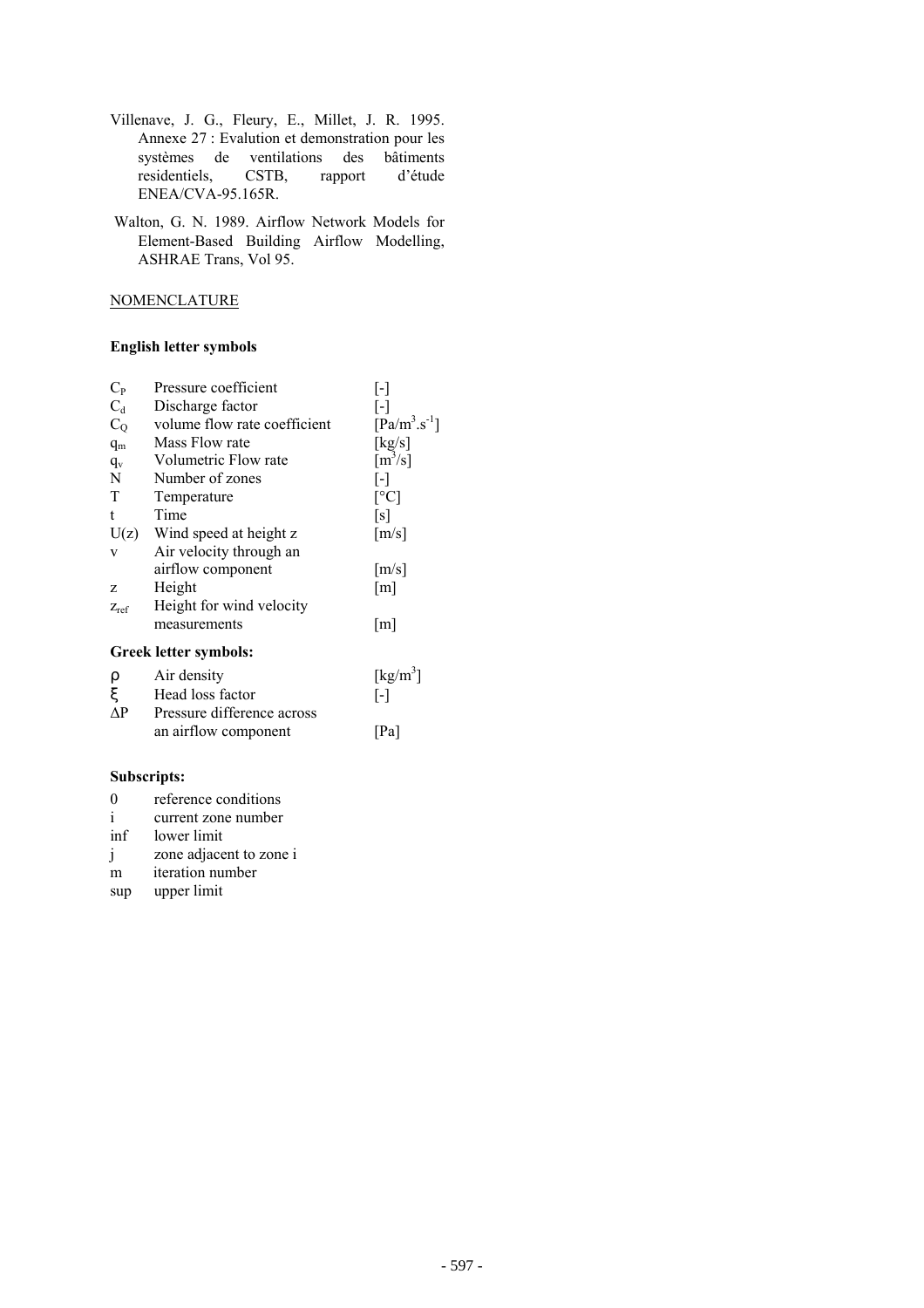Villenave, J. G., Fleury, E., Millet, J. R. 1995. Annexe 27 : Evalution et demonstration pour les systèmes de ventilations des bâtiments residentiels, CSTB, rapport d'étude ENEA/CVA-95.165R.

Walton, G. N. 1989. Airflow Network Models for Element-Based Building Airflow Modelling, ASHRAE Trans, Vol 95.

## NOMENCLATURE

### English letter symbols

| | | |
|---|---|---|
| $C_P$ | Pressure coefficient | [-] |
| $C_d$ | Discharge factor | [-] |
| $C_Q$ | volume flow rate coefficient | $[Pa/m^3.s^{-1}]$ |
| $q_m$ | Mass Flow rate | [kg/s] |
| $q_v$ | Volumetric Flow rate | $[m^3/s]$ |
| N | Number of zones | [-] |
| T | Temperature | [°C] |
| t | Time | [s] |
| U(z) | Wind speed at height z | [m/s] |
| v | Air velocity through an airflow component | [m/s] |
| z | Height | [m] |
| $z_{ref}$ | Height for wind velocity measurements | [m] |

### Greek letter symbols:

| | | |
|---|---|---|
| $\rho$ | Air density | $[kg/m^3]$ |
| $\xi$ | Head loss factor | [-] |
| $\Delta P$ | Pressure difference across an airflow component | [Pa] |

### Subscripts:

| | |
|---|---|
| 0 | reference conditions |
| i | current zone number |
| inf | lower limit |
| j | zone adjacent to zone i |
| m | iteration number |
| sup | upper limit |